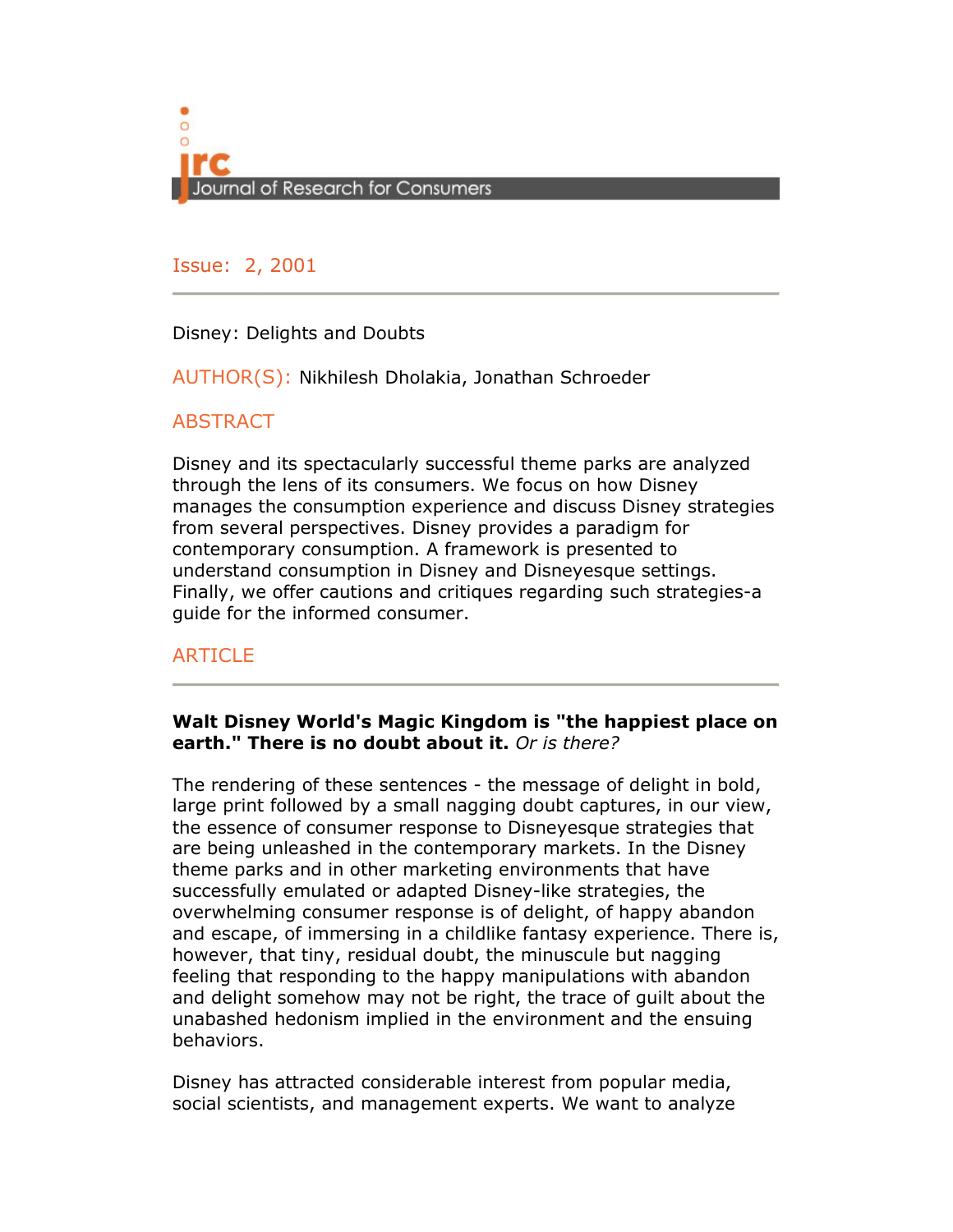Journal of Research for Consumers

Issue: 2, 2001

Disney: Delights and Doubts

AUTHOR(S): Nikhilesh Dholakia, Jonathan Schroeder

## ABSTRACT

Disney and its spectacularly successful theme parks are analyzed through the lens of its consumers. We focus on how Disney manages the consumption experience and discuss Disney strategies from several perspectives. Disney provides a paradigm for contemporary consumption. A framework is presented to understand consumption in Disney and Disneyesque settings. Finally, we offer cautions and critiques regarding such strategies-a guide for the informed consumer.

## ARTICLE

**Walt Disney World's Magic Kingdom is "the happiest place on earth." There is no doubt about it.** *Or is there?*

The rendering of these sentences - the message of delight in bold, large print followed by a small nagging doubt captures, in our view, the essence of consumer response to Disneyesque strategies that are being unleashed in the contemporary markets. In the Disney theme parks and in other marketing environments that have successfully emulated or adapted Disney-like strategies, the overwhelming consumer response is of delight, of happy abandon and escape, of immersing in a childlike fantasy experience. There is, however, that tiny, residual doubt, the minuscule but nagging feeling that responding to the happy manipulations with abandon and delight somehow may not be right, the trace of guilt about the unabashed hedonism implied in the environment and the ensuing behaviors.

Disney has attracted considerable interest from popular media, social scientists, and management experts. We want to analyze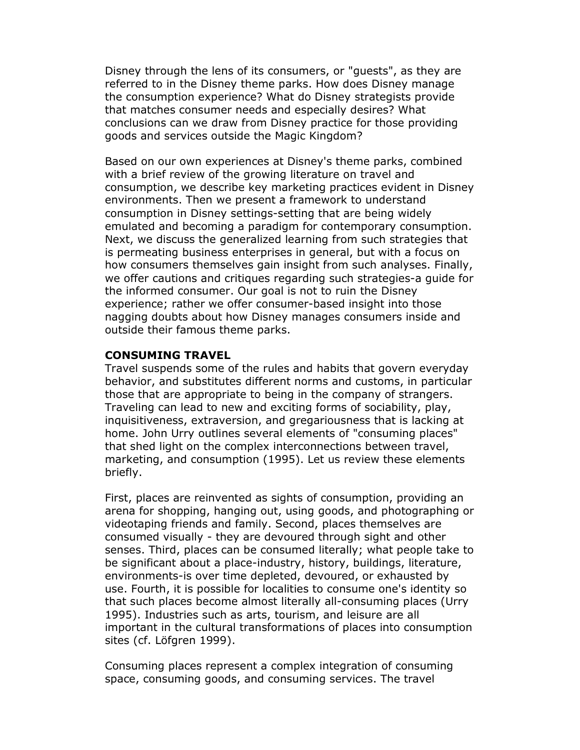Disney through the lens of its consumers, or "guests", as they are referred to in the Disney theme parks. How does Disney manage the consumption experience? What do Disney strategists provide that matches consumer needs and especially desires? What conclusions can we draw from Disney practice for those providing goods and services outside the Magic Kingdom?

Based on our own experiences at Disney's theme parks, combined with a brief review of the growing literature on travel and consumption, we describe key marketing practices evident in Disney environments. Then we present a framework to understand consumption in Disney settings-setting that are being widely emulated and becoming a paradigm for contemporary consumption. Next, we discuss the generalized learning from such strategies that is permeating business enterprises in general, but with a focus on how consumers themselves gain insight from such analyses. Finally, we offer cautions and critiques regarding such strategies-a guide for the informed consumer. Our goal is not to ruin the Disney experience; rather we offer consumer-based insight into those nagging doubts about how Disney manages consumers inside and outside their famous theme parks.

**CONSUMING TRAVEL**

Travel suspends some of the rules and habits that govern everyday behavior, and substitutes different norms and customs, in particular those that are appropriate to being in the company of strangers. Traveling can lead to new and exciting forms of sociability, play, inquisitiveness, extraversion, and gregariousness that is lacking at home. John Urry outlines several elements of "consuming places" that shed light on the complex interconnections between travel, marketing, and consumption (1995). Let us review these elements briefly.

First, places are reinvented as sights of consumption, providing an arena for shopping, hanging out, using goods, and photographing or videotaping friends and family. Second, places themselves are consumed visually - they are devoured through sight and other senses. Third, places can be consumed literally; what people take to be significant about a place-industry, history, buildings, literature, environments-is over time depleted, devoured, or exhausted by use. Fourth, it is possible for localities to consume one's identity so that such places become almost literally all-consuming places (Urry 1995). Industries such as arts, tourism, and leisure are all important in the cultural transformations of places into consumption sites (cf. Löfgren 1999).

Consuming places represent a complex integration of consuming space, consuming goods, and consuming services. The travel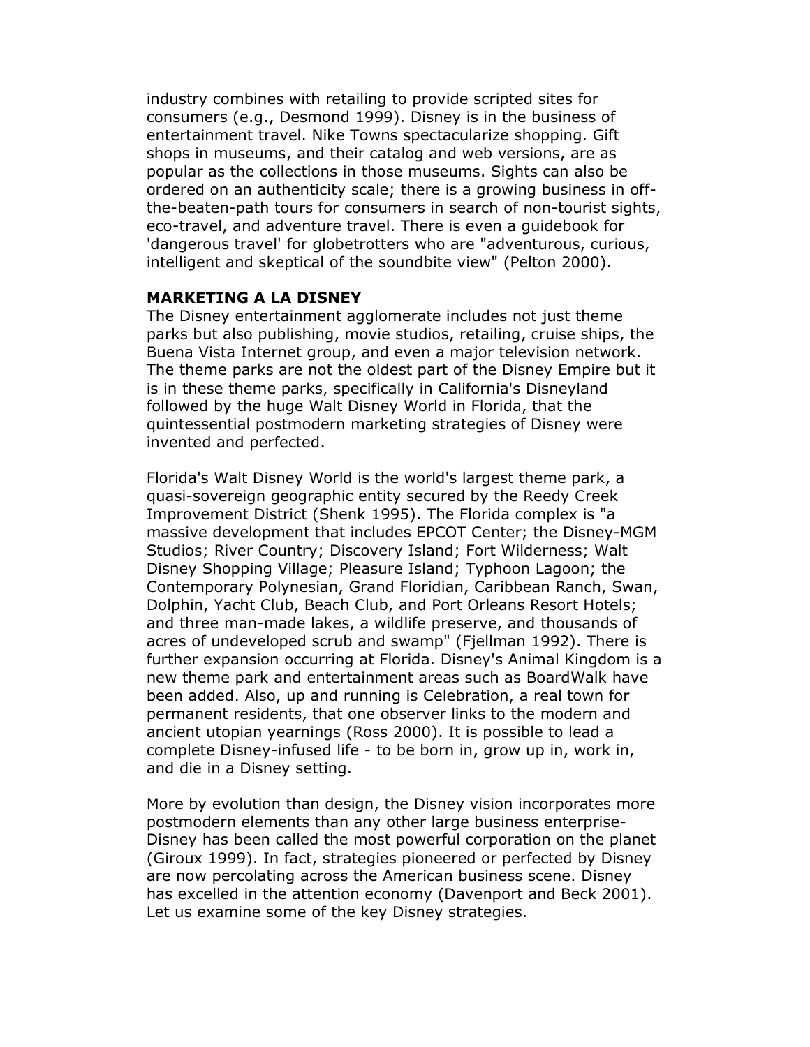industry combines with retailing to provide scripted sites for consumers (e.g., Desmond 1999). Disney is in the business of entertainment travel. Nike Towns spectacularize shopping. Gift shops in museums, and their catalog and web versions, are as popular as the collections in those museums. Sights can also be ordered on an authenticity scale; there is a growing business in off-the-beaten-path tours for consumers in search of non-tourist sights, eco-travel, and adventure travel. There is even a guidebook for 'dangerous travel' for globetrotters who are "adventurous, curious, intelligent and skeptical of the soundbite view" (Pelton 2000).

## MARKETING A LA DISNEY

The Disney entertainment agglomerate includes not just theme parks but also publishing, movie studios, retailing, cruise ships, the Buena Vista Internet group, and even a major television network. The theme parks are not the oldest part of the Disney Empire but it is in these theme parks, specifically in California's Disneyland followed by the huge Walt Disney World in Florida, that the quintessential postmodern marketing strategies of Disney were invented and perfected.

Florida's Walt Disney World is the world's largest theme park, a quasi-sovereign geographic entity secured by the Reedy Creek Improvement District (Shenk 1995). The Florida complex is "a massive development that includes EPCOT Center; the Disney-MGM Studios; River Country; Discovery Island; Fort Wilderness; Walt Disney Shopping Village; Pleasure Island; Typhoon Lagoon; the Contemporary Polynesian, Grand Floridian, Caribbean Ranch, Swan, Dolphin, Yacht Club, Beach Club, and Port Orleans Resort Hotels; and three man-made lakes, a wildlife preserve, and thousands of acres of undeveloped scrub and swamp" (Fjellman 1992). There is further expansion occurring at Florida. Disney's Animal Kingdom is a new theme park and entertainment areas such as BoardWalk have been added. Also, up and running is Celebration, a real town for permanent residents, that one observer links to the modern and ancient utopian yearnings (Ross 2000). It is possible to lead a complete Disney-infused life - to be born in, grow up in, work in, and die in a Disney setting.

More by evolution than design, the Disney vision incorporates more postmodern elements than any other large business enterprise-Disney has been called the most powerful corporation on the planet (Giroux 1999). In fact, strategies pioneered or perfected by Disney are now percolating across the American business scene. Disney has excelled in the attention economy (Davenport and Beck 2001). Let us examine some of the key Disney strategies.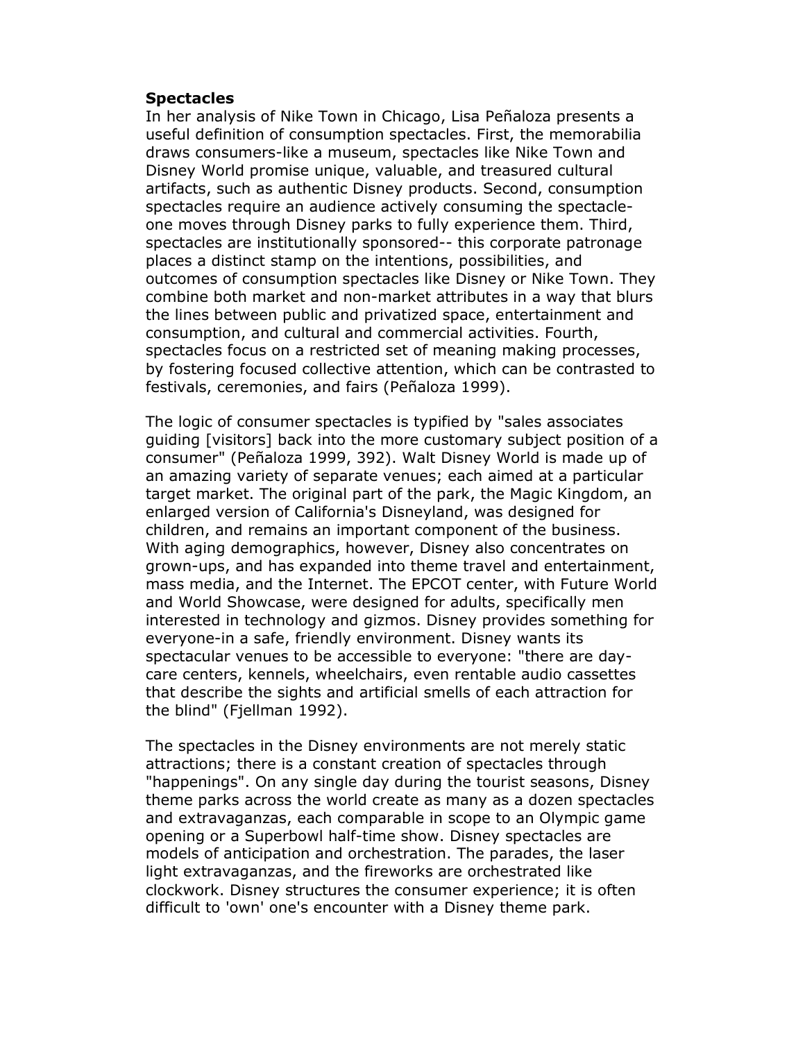**Spectacles**

In her analysis of Nike Town in Chicago, Lisa Peñaloza presents a useful definition of consumption spectacles. First, the memorabilia draws consumers-like a museum, spectacles like Nike Town and Disney World promise unique, valuable, and treasured cultural artifacts, such as authentic Disney products. Second, consumption spectacles require an audience actively consuming the spectacle-one moves through Disney parks to fully experience them. Third, spectacles are institutionally sponsored-- this corporate patronage places a distinct stamp on the intentions, possibilities, and outcomes of consumption spectacles like Disney or Nike Town. They combine both market and non-market attributes in a way that blurs the lines between public and privatized space, entertainment and consumption, and cultural and commercial activities. Fourth, spectacles focus on a restricted set of meaning making processes, by fostering focused collective attention, which can be contrasted to festivals, ceremonies, and fairs (Peñaloza 1999).

The logic of consumer spectacles is typified by "sales associates guiding [visitors] back into the more customary subject position of a consumer" (Peñaloza 1999, 392). Walt Disney World is made up of an amazing variety of separate venues; each aimed at a particular target market. The original part of the park, the Magic Kingdom, an enlarged version of California's Disneyland, was designed for children, and remains an important component of the business. With aging demographics, however, Disney also concentrates on grown-ups, and has expanded into theme travel and entertainment, mass media, and the Internet. The EPCOT center, with Future World and World Showcase, were designed for adults, specifically men interested in technology and gizmos. Disney provides something for everyone-in a safe, friendly environment. Disney wants its spectacular venues to be accessible to everyone: "there are day-care centers, kennels, wheelchairs, even rentable audio cassettes that describe the sights and artificial smells of each attraction for the blind" (Fjellman 1992).

The spectacles in the Disney environments are not merely static attractions; there is a constant creation of spectacles through "happenings". On any single day during the tourist seasons, Disney theme parks across the world create as many as a dozen spectacles and extravaganzas, each comparable in scope to an Olympic game opening or a Superbowl half-time show. Disney spectacles are models of anticipation and orchestration. The parades, the laser light extravaganzas, and the fireworks are orchestrated like clockwork. Disney structures the consumer experience; it is often difficult to 'own' one's encounter with a Disney theme park.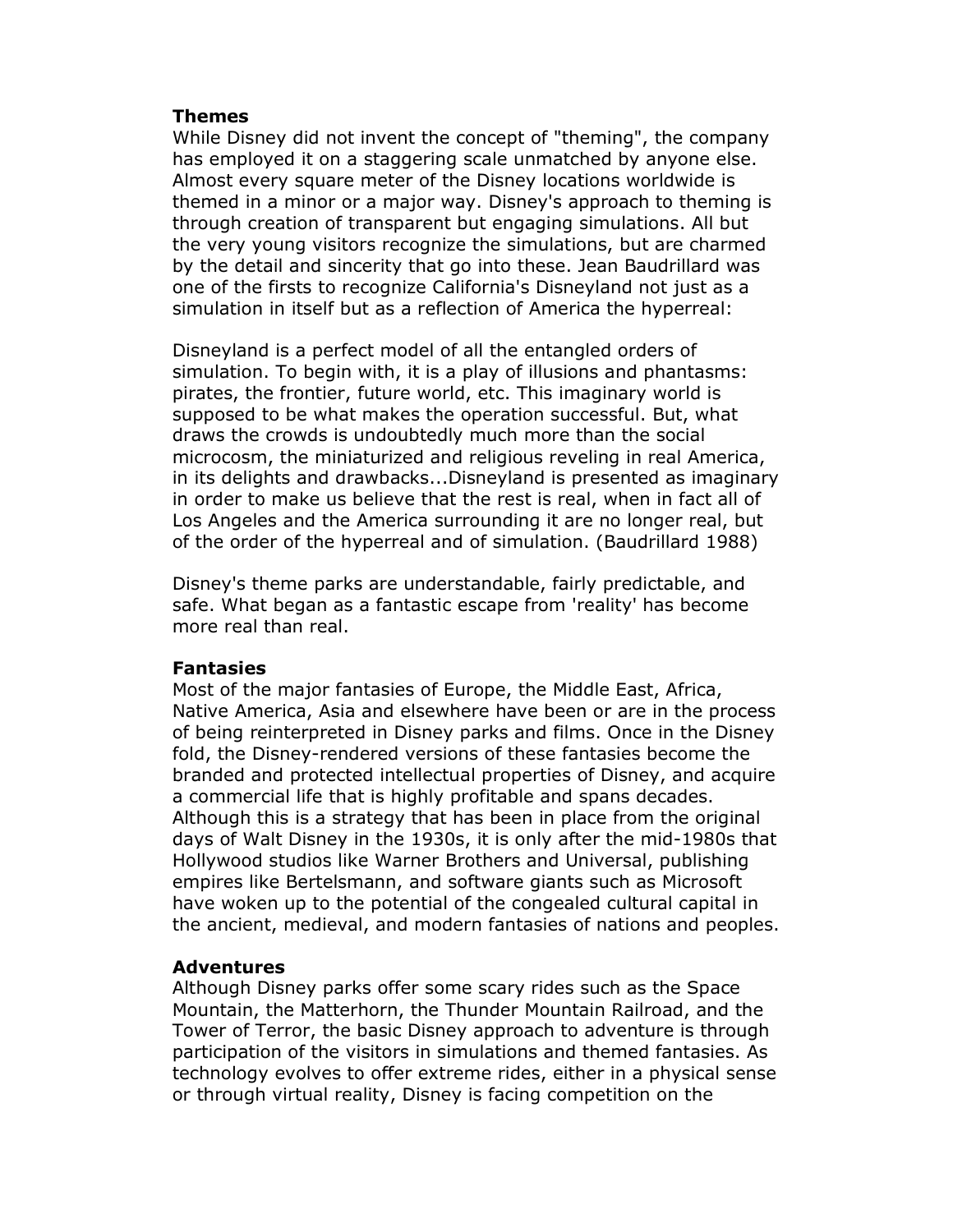**Themes**
While Disney did not invent the concept of "theming", the company has employed it on a staggering scale unmatched by anyone else. Almost every square meter of the Disney locations worldwide is themed in a minor or a major way. Disney's approach to theming is through creation of transparent but engaging simulations. All but the very young visitors recognize the simulations, but are charmed by the detail and sincerity that go into these. Jean Baudrillard was one of the firsts to recognize California's Disneyland not just as a simulation in itself but as a reflection of America the hyperreal:

Disneyland is a perfect model of all the entangled orders of simulation. To begin with, it is a play of illusions and phantasms: pirates, the frontier, future world, etc. This imaginary world is supposed to be what makes the operation successful. But, what draws the crowds is undoubtedly much more than the social microcosm, the miniaturized and religious reveling in real America, in its delights and drawbacks...Disneyland is presented as imaginary in order to make us believe that the rest is real, when in fact all of Los Angeles and the America surrounding it are no longer real, but of the order of the hyperreal and of simulation. (Baudrillard 1988)

Disney's theme parks are understandable, fairly predictable, and safe. What began as a fantastic escape from 'reality' has become more real than real.

**Fantasies**
Most of the major fantasies of Europe, the Middle East, Africa, Native America, Asia and elsewhere have been or are in the process of being reinterpreted in Disney parks and films. Once in the Disney fold, the Disney-rendered versions of these fantasies become the branded and protected intellectual properties of Disney, and acquire a commercial life that is highly profitable and spans decades. Although this is a strategy that has been in place from the original days of Walt Disney in the 1930s, it is only after the mid-1980s that Hollywood studios like Warner Brothers and Universal, publishing empires like Bertelsmann, and software giants such as Microsoft have woken up to the potential of the congealed cultural capital in the ancient, medieval, and modern fantasies of nations and peoples.

**Adventures**
Although Disney parks offer some scary rides such as the Space Mountain, the Matterhorn, the Thunder Mountain Railroad, and the Tower of Terror, the basic Disney approach to adventure is through participation of the visitors in simulations and themed fantasies. As technology evolves to offer extreme rides, either in a physical sense or through virtual reality, Disney is facing competition on the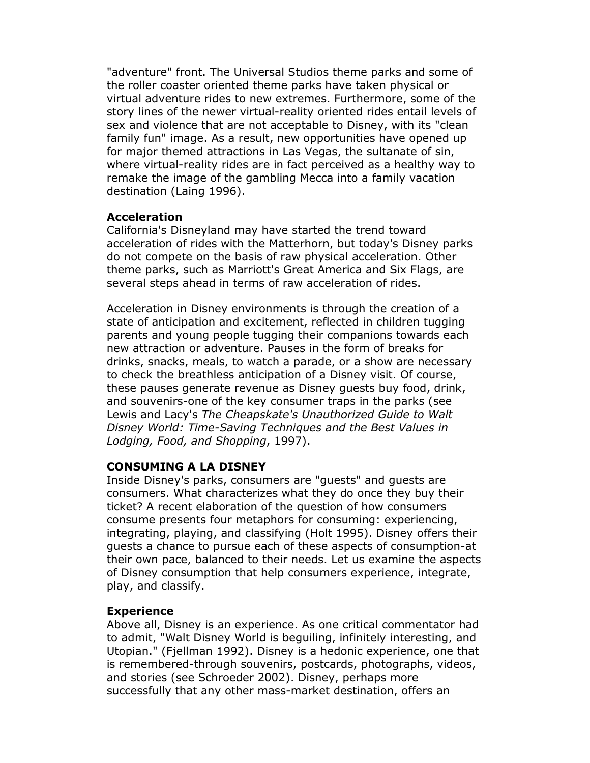"adventure" front. The Universal Studios theme parks and some of the roller coaster oriented theme parks have taken physical or virtual adventure rides to new extremes. Furthermore, some of the story lines of the newer virtual-reality oriented rides entail levels of sex and violence that are not acceptable to Disney, with its "clean family fun" image. As a result, new opportunities have opened up for major themed attractions in Las Vegas, the sultanate of sin, where virtual-reality rides are in fact perceived as a healthy way to remake the image of the gambling Mecca into a family vacation destination (Laing 1996).

### Acceleration

California's Disneyland may have started the trend toward acceleration of rides with the Matterhorn, but today's Disney parks do not compete on the basis of raw physical acceleration. Other theme parks, such as Marriott's Great America and Six Flags, are several steps ahead in terms of raw acceleration of rides.

Acceleration in Disney environments is through the creation of a state of anticipation and excitement, reflected in children tugging parents and young people tugging their companions towards each new attraction or adventure. Pauses in the form of breaks for drinks, snacks, meals, to watch a parade, or a show are necessary to check the breathless anticipation of a Disney visit. Of course, these pauses generate revenue as Disney guests buy food, drink, and souvenirs-one of the key consumer traps in the parks (see Lewis and Lacy's *The Cheapskate's Unauthorized Guide to Walt Disney World: Time-Saving Techniques and the Best Values in Lodging, Food, and Shopping*, 1997).

## CONSUMING A LA DISNEY

Inside Disney's parks, consumers are "guests" and guests are consumers. What characterizes what they do once they buy their ticket? A recent elaboration of the question of how consumers consume presents four metaphors for consuming: experiencing, integrating, playing, and classifying (Holt 1995). Disney offers their guests a chance to pursue each of these aspects of consumption-at their own pace, balanced to their needs. Let us examine the aspects of Disney consumption that help consumers experience, integrate, play, and classify.

### Experience

Above all, Disney is an experience. As one critical commentator had to admit, "Walt Disney World is beguiling, infinitely interesting, and Utopian." (Fjellman 1992). Disney is a hedonic experience, one that is remembered-through souvenirs, postcards, photographs, videos, and stories (see Schroeder 2002). Disney, perhaps more successfully that any other mass-market destination, offers an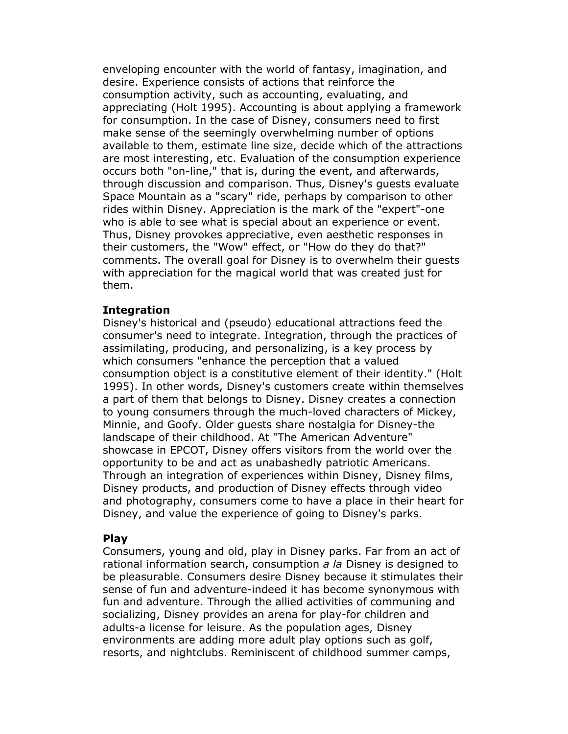enveloping encounter with the world of fantasy, imagination, and desire. Experience consists of actions that reinforce the consumption activity, such as accounting, evaluating, and appreciating (Holt 1995). Accounting is about applying a framework for consumption. In the case of Disney, consumers need to first make sense of the seemingly overwhelming number of options available to them, estimate line size, decide which of the attractions are most interesting, etc. Evaluation of the consumption experience occurs both "on-line," that is, during the event, and afterwards, through discussion and comparison. Thus, Disney's guests evaluate Space Mountain as a "scary" ride, perhaps by comparison to other rides within Disney. Appreciation is the mark of the "expert"-one who is able to see what is special about an experience or event. Thus, Disney provokes appreciative, even aesthetic responses in their customers, the "Wow" effect, or "How do they do that?" comments. The overall goal for Disney is to overwhelm their guests with appreciation for the magical world that was created just for them.

**Integration**

Disney's historical and (pseudo) educational attractions feed the consumer's need to integrate. Integration, through the practices of assimilating, producing, and personalizing, is a key process by which consumers "enhance the perception that a valued consumption object is a constitutive element of their identity." (Holt 1995). In other words, Disney's customers create within themselves a part of them that belongs to Disney. Disney creates a connection to young consumers through the much-loved characters of Mickey, Minnie, and Goofy. Older guests share nostalgia for Disney-the landscape of their childhood. At "The American Adventure" showcase in EPCOT, Disney offers visitors from the world over the opportunity to be and act as unabashedly patriotic Americans. Through an integration of experiences within Disney, Disney films, Disney products, and production of Disney effects through video and photography, consumers come to have a place in their heart for Disney, and value the experience of going to Disney's parks.

**Play**

Consumers, young and old, play in Disney parks. Far from an act of rational information search, consumption *a la* Disney is designed to be pleasurable. Consumers desire Disney because it stimulates their sense of fun and adventure-indeed it has become synonymous with fun and adventure. Through the allied activities of communing and socializing, Disney provides an arena for play-for children and adults-a license for leisure. As the population ages, Disney environments are adding more adult play options such as golf, resorts, and nightclubs. Reminiscent of childhood summer camps,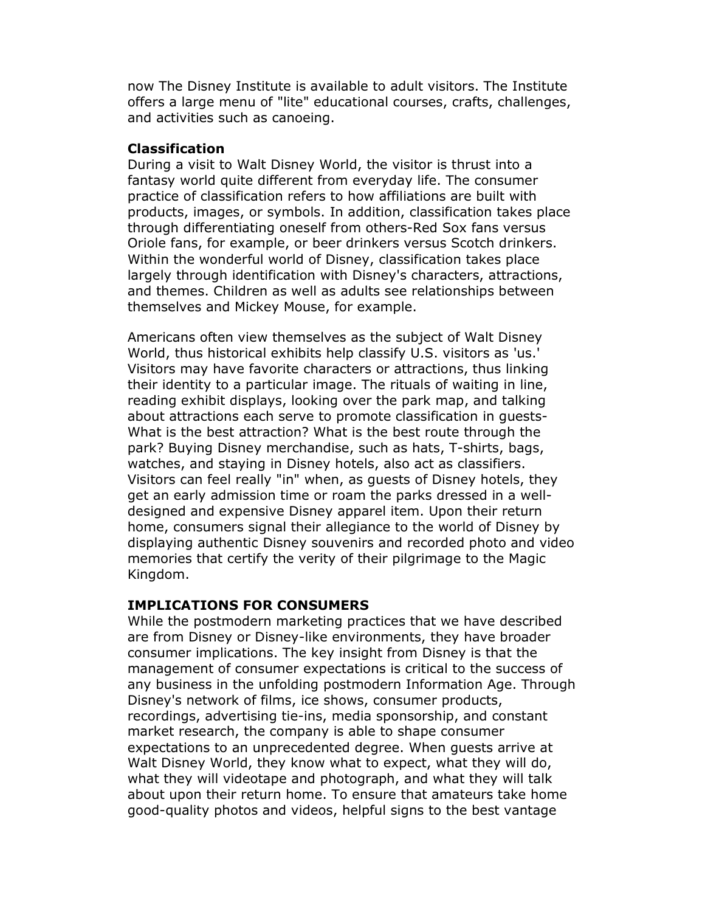now The Disney Institute is available to adult visitors. The Institute offers a large menu of "lite" educational courses, crafts, challenges, and activities such as canoeing.

**Classification**

During a visit to Walt Disney World, the visitor is thrust into a fantasy world quite different from everyday life. The consumer practice of classification refers to how affiliations are built with products, images, or symbols. In addition, classification takes place through differentiating oneself from others-Red Sox fans versus Oriole fans, for example, or beer drinkers versus Scotch drinkers. Within the wonderful world of Disney, classification takes place largely through identification with Disney's characters, attractions, and themes. Children as well as adults see relationships between themselves and Mickey Mouse, for example.

Americans often view themselves as the subject of Walt Disney World, thus historical exhibits help classify U.S. visitors as 'us.' Visitors may have favorite characters or attractions, thus linking their identity to a particular image. The rituals of waiting in line, reading exhibit displays, looking over the park map, and talking about attractions each serve to promote classification in guests-What is the best attraction? What is the best route through the park? Buying Disney merchandise, such as hats, T-shirts, bags, watches, and staying in Disney hotels, also act as classifiers. Visitors can feel really "in" when, as guests of Disney hotels, they get an early admission time or roam the parks dressed in a well-designed and expensive Disney apparel item. Upon their return home, consumers signal their allegiance to the world of Disney by displaying authentic Disney souvenirs and recorded photo and video memories that certify the verity of their pilgrimage to the Magic Kingdom.

**IMPLICATIONS FOR CONSUMERS**

While the postmodern marketing practices that we have described are from Disney or Disney-like environments, they have broader consumer implications. The key insight from Disney is that the management of consumer expectations is critical to the success of any business in the unfolding postmodern Information Age. Through Disney's network of films, ice shows, consumer products, recordings, advertising tie-ins, media sponsorship, and constant market research, the company is able to shape consumer expectations to an unprecedented degree. When guests arrive at Walt Disney World, they know what to expect, what they will do, what they will videotape and photograph, and what they will talk about upon their return home. To ensure that amateurs take home good-quality photos and videos, helpful signs to the best vantage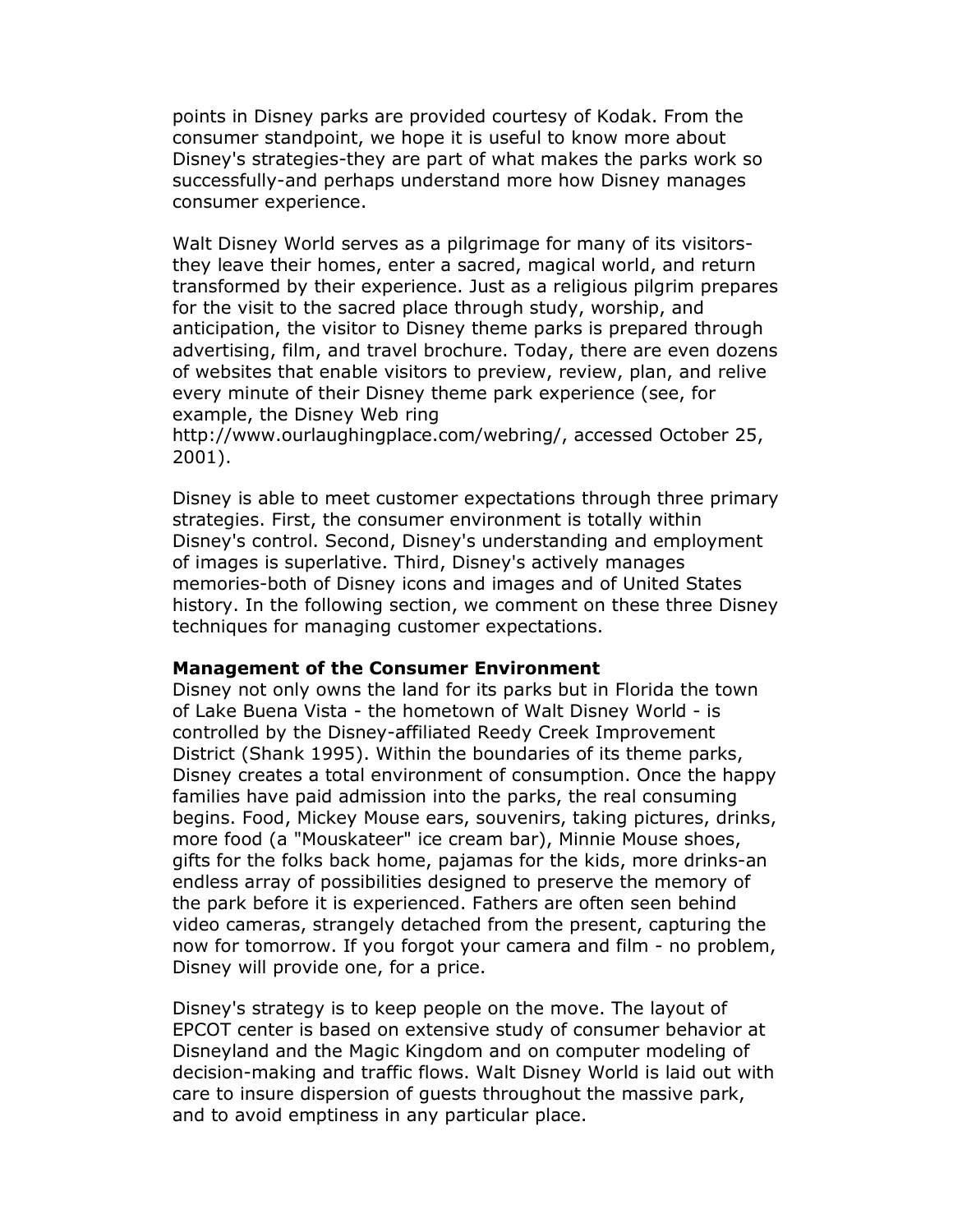points in Disney parks are provided courtesy of Kodak. From the consumer standpoint, we hope it is useful to know more about Disney's strategies-they are part of what makes the parks work so successfully-and perhaps understand more how Disney manages consumer experience.

Walt Disney World serves as a pilgrimage for many of its visitors-they leave their homes, enter a sacred, magical world, and return transformed by their experience. Just as a religious pilgrim prepares for the visit to the sacred place through study, worship, and anticipation, the visitor to Disney theme parks is prepared through advertising, film, and travel brochure. Today, there are even dozens of websites that enable visitors to preview, review, plan, and relive every minute of their Disney theme park experience (see, for example, the Disney Web ring http://www.ourlaughingplace.com/webring/, accessed October 25, 2001).

Disney is able to meet customer expectations through three primary strategies. First, the consumer environment is totally within Disney's control. Second, Disney's understanding and employment of images is superlative. Third, Disney's actively manages memories-both of Disney icons and images and of United States history. In the following section, we comment on these three Disney techniques for managing customer expectations.

**Management of the Consumer Environment**

Disney not only owns the land for its parks but in Florida the town of Lake Buena Vista - the hometown of Walt Disney World - is controlled by the Disney-affiliated Reedy Creek Improvement District (Shank 1995). Within the boundaries of its theme parks, Disney creates a total environment of consumption. Once the happy families have paid admission into the parks, the real consuming begins. Food, Mickey Mouse ears, souvenirs, taking pictures, drinks, more food (a "Mouskateer" ice cream bar), Minnie Mouse shoes, gifts for the folks back home, pajamas for the kids, more drinks-an endless array of possibilities designed to preserve the memory of the park before it is experienced. Fathers are often seen behind video cameras, strangely detached from the present, capturing the now for tomorrow. If you forgot your camera and film - no problem, Disney will provide one, for a price.

Disney's strategy is to keep people on the move. The layout of EPCOT center is based on extensive study of consumer behavior at Disneyland and the Magic Kingdom and on computer modeling of decision-making and traffic flows. Walt Disney World is laid out with care to insure dispersion of guests throughout the massive park, and to avoid emptiness in any particular place.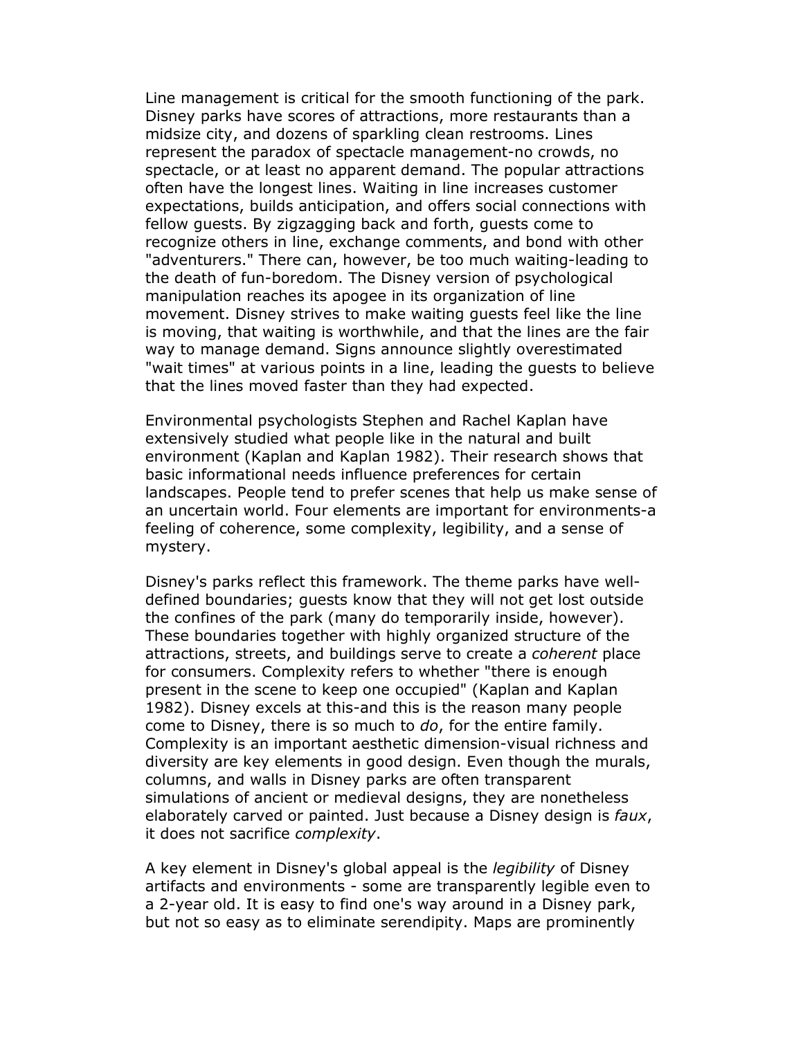Line management is critical for the smooth functioning of the park. Disney parks have scores of attractions, more restaurants than a midsize city, and dozens of sparkling clean restrooms. Lines represent the paradox of spectacle management-no crowds, no spectacle, or at least no apparent demand. The popular attractions often have the longest lines. Waiting in line increases customer expectations, builds anticipation, and offers social connections with fellow guests. By zigzagging back and forth, guests come to recognize others in line, exchange comments, and bond with other "adventurers." There can, however, be too much waiting-leading to the death of fun-boredom. The Disney version of psychological manipulation reaches its apogee in its organization of line movement. Disney strives to make waiting guests feel like the line is moving, that waiting is worthwhile, and that the lines are the fair way to manage demand. Signs announce slightly overestimated "wait times" at various points in a line, leading the guests to believe that the lines moved faster than they had expected.

Environmental psychologists Stephen and Rachel Kaplan have extensively studied what people like in the natural and built environment (Kaplan and Kaplan 1982). Their research shows that basic informational needs influence preferences for certain landscapes. People tend to prefer scenes that help us make sense of an uncertain world. Four elements are important for environments-a feeling of coherence, some complexity, legibility, and a sense of mystery.

Disney's parks reflect this framework. The theme parks have well-defined boundaries; guests know that they will not get lost outside the confines of the park (many do temporarily inside, however). These boundaries together with highly organized structure of the attractions, streets, and buildings serve to create a *coherent* place for consumers. Complexity refers to whether "there is enough present in the scene to keep one occupied" (Kaplan and Kaplan 1982). Disney excels at this-and this is the reason many people come to Disney, there is so much to *do*, for the entire family. Complexity is an important aesthetic dimension-visual richness and diversity are key elements in good design. Even though the murals, columns, and walls in Disney parks are often transparent simulations of ancient or medieval designs, they are nonetheless elaborately carved or painted. Just because a Disney design is *faux*, it does not sacrifice *complexity*.

A key element in Disney's global appeal is the *legibility* of Disney artifacts and environments - some are transparently legible even to a 2-year old. It is easy to find one's way around in a Disney park, but not so easy as to eliminate serendipity. Maps are prominently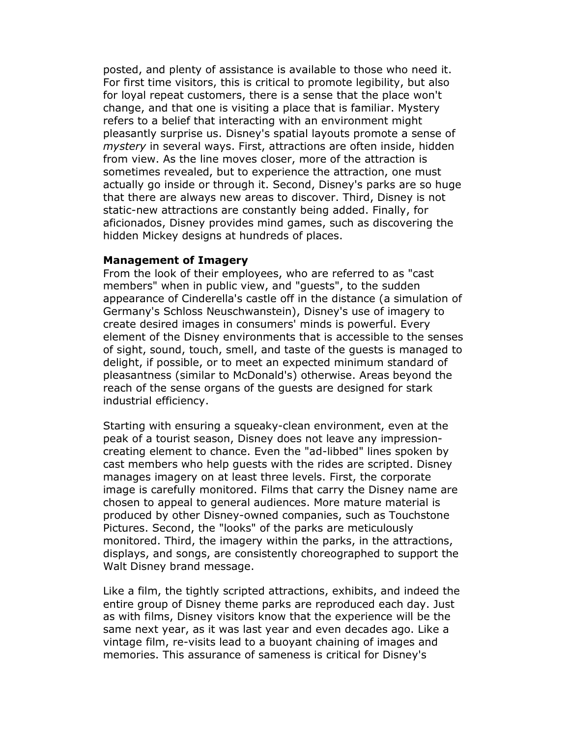posted, and plenty of assistance is available to those who need it. For first time visitors, this is critical to promote legibility, but also for loyal repeat customers, there is a sense that the place won't change, and that one is visiting a place that is familiar. Mystery refers to a belief that interacting with an environment might pleasantly surprise us. Disney's spatial layouts promote a sense of *mystery* in several ways. First, attractions are often inside, hidden from view. As the line moves closer, more of the attraction is sometimes revealed, but to experience the attraction, one must actually go inside or through it. Second, Disney's parks are so huge that there are always new areas to discover. Third, Disney is not static-new attractions are constantly being added. Finally, for aficionados, Disney provides mind games, such as discovering the hidden Mickey designs at hundreds of places.

**Management of Imagery**

From the look of their employees, who are referred to as "cast members" when in public view, and "guests", to the sudden appearance of Cinderella's castle off in the distance (a simulation of Germany's Schloss Neuschwanstein), Disney's use of imagery to create desired images in consumers' minds is powerful. Every element of the Disney environments that is accessible to the senses of sight, sound, touch, smell, and taste of the guests is managed to delight, if possible, or to meet an expected minimum standard of pleasantness (similar to McDonald's) otherwise. Areas beyond the reach of the sense organs of the guests are designed for stark industrial efficiency.

Starting with ensuring a squeaky-clean environment, even at the peak of a tourist season, Disney does not leave any impression-creating element to chance. Even the "ad-libbed" lines spoken by cast members who help guests with the rides are scripted. Disney manages imagery on at least three levels. First, the corporate image is carefully monitored. Films that carry the Disney name are chosen to appeal to general audiences. More mature material is produced by other Disney-owned companies, such as Touchstone Pictures. Second, the "looks" of the parks are meticulously monitored. Third, the imagery within the parks, in the attractions, displays, and songs, are consistently choreographed to support the Walt Disney brand message.

Like a film, the tightly scripted attractions, exhibits, and indeed the entire group of Disney theme parks are reproduced each day. Just as with films, Disney visitors know that the experience will be the same next year, as it was last year and even decades ago. Like a vintage film, re-visits lead to a buoyant chaining of images and memories. This assurance of sameness is critical for Disney's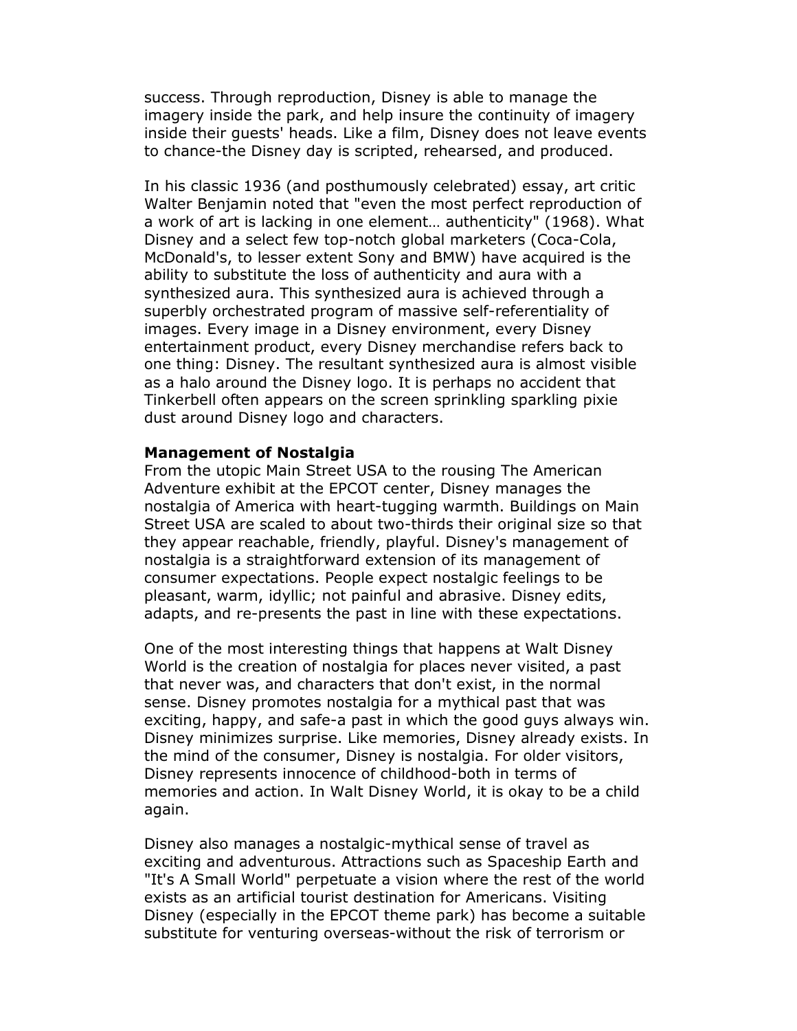success. Through reproduction, Disney is able to manage the imagery inside the park, and help insure the continuity of imagery inside their guests' heads. Like a film, Disney does not leave events to chance-the Disney day is scripted, rehearsed, and produced.

In his classic 1936 (and posthumously celebrated) essay, art critic Walter Benjamin noted that "even the most perfect reproduction of a work of art is lacking in one element… authenticity" (1968). What Disney and a select few top-notch global marketers (Coca-Cola, McDonald's, to lesser extent Sony and BMW) have acquired is the ability to substitute the loss of authenticity and aura with a synthesized aura. This synthesized aura is achieved through a superbly orchestrated program of massive self-referentiality of images. Every image in a Disney environment, every Disney entertainment product, every Disney merchandise refers back to one thing: Disney. The resultant synthesized aura is almost visible as a halo around the Disney logo. It is perhaps no accident that Tinkerbell often appears on the screen sprinkling sparkling pixie dust around Disney logo and characters.

**Management of Nostalgia**

From the utopic Main Street USA to the rousing The American Adventure exhibit at the EPCOT center, Disney manages the nostalgia of America with heart-tugging warmth. Buildings on Main Street USA are scaled to about two-thirds their original size so that they appear reachable, friendly, playful. Disney's management of nostalgia is a straightforward extension of its management of consumer expectations. People expect nostalgic feelings to be pleasant, warm, idyllic; not painful and abrasive. Disney edits, adapts, and re-presents the past in line with these expectations.

One of the most interesting things that happens at Walt Disney World is the creation of nostalgia for places never visited, a past that never was, and characters that don't exist, in the normal sense. Disney promotes nostalgia for a mythical past that was exciting, happy, and safe-a past in which the good guys always win. Disney minimizes surprise. Like memories, Disney already exists. In the mind of the consumer, Disney is nostalgia. For older visitors, Disney represents innocence of childhood-both in terms of memories and action. In Walt Disney World, it is okay to be a child again.

Disney also manages a nostalgic-mythical sense of travel as exciting and adventurous. Attractions such as Spaceship Earth and "It's A Small World" perpetuate a vision where the rest of the world exists as an artificial tourist destination for Americans. Visiting Disney (especially in the EPCOT theme park) has become a suitable substitute for venturing overseas-without the risk of terrorism or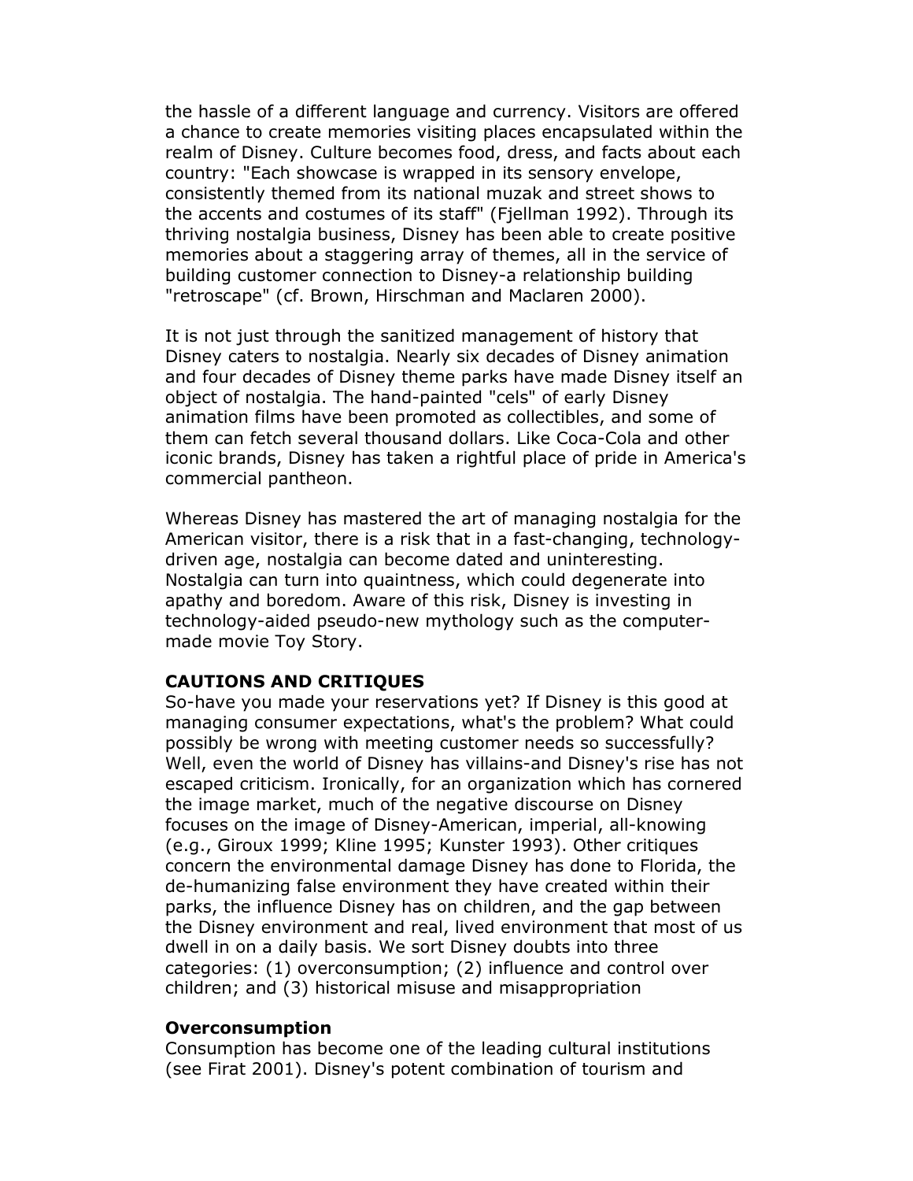the hassle of a different language and currency. Visitors are offered a chance to create memories visiting places encapsulated within the realm of Disney. Culture becomes food, dress, and facts about each country: "Each showcase is wrapped in its sensory envelope, consistently themed from its national muzak and street shows to the accents and costumes of its staff" (Fjellman 1992). Through its thriving nostalgia business, Disney has been able to create positive memories about a staggering array of themes, all in the service of building customer connection to Disney-a relationship building "retroscape" (cf. Brown, Hirschman and Maclaren 2000).

It is not just through the sanitized management of history that Disney caters to nostalgia. Nearly six decades of Disney animation and four decades of Disney theme parks have made Disney itself an object of nostalgia. The hand-painted "cels" of early Disney animation films have been promoted as collectibles, and some of them can fetch several thousand dollars. Like Coca-Cola and other iconic brands, Disney has taken a rightful place of pride in America's commercial pantheon.

Whereas Disney has mastered the art of managing nostalgia for the American visitor, there is a risk that in a fast-changing, technology-driven age, nostalgia can become dated and uninteresting. Nostalgia can turn into quaintness, which could degenerate into apathy and boredom. Aware of this risk, Disney is investing in technology-aided pseudo-new mythology such as the computer-made movie Toy Story.

**CAUTIONS AND CRITIQUES**

So-have you made your reservations yet? If Disney is this good at managing consumer expectations, what's the problem? What could possibly be wrong with meeting customer needs so successfully? Well, even the world of Disney has villains-and Disney's rise has not escaped criticism. Ironically, for an organization which has cornered the image market, much of the negative discourse on Disney focuses on the image of Disney-American, imperial, all-knowing (e.g., Giroux 1999; Kline 1995; Kunster 1993). Other critiques concern the environmental damage Disney has done to Florida, the de-humanizing false environment they have created within their parks, the influence Disney has on children, and the gap between the Disney environment and real, lived environment that most of us dwell in on a daily basis. We sort Disney doubts into three categories: (1) overconsumption; (2) influence and control over children; and (3) historical misuse and misappropriation

**Overconsumption**

Consumption has become one of the leading cultural institutions (see Firat 2001). Disney's potent combination of tourism and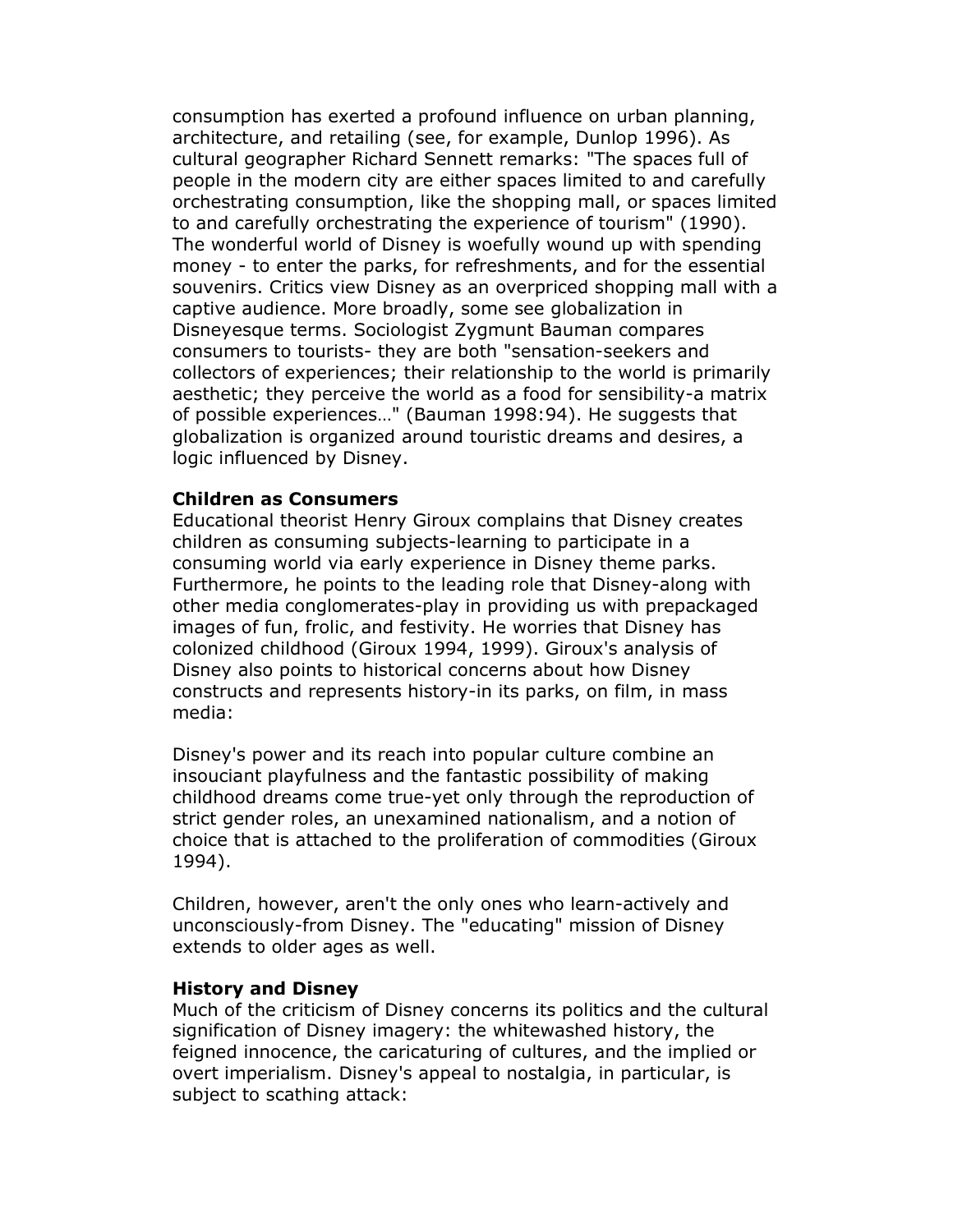consumption has exerted a profound influence on urban planning, architecture, and retailing (see, for example, Dunlop 1996). As cultural geographer Richard Sennett remarks: "The spaces full of people in the modern city are either spaces limited to and carefully orchestrating consumption, like the shopping mall, or spaces limited to and carefully orchestrating the experience of tourism" (1990). The wonderful world of Disney is woefully wound up with spending money - to enter the parks, for refreshments, and for the essential souvenirs. Critics view Disney as an overpriced shopping mall with a captive audience. More broadly, some see globalization in Disneyesque terms. Sociologist Zygmunt Bauman compares consumers to tourists- they are both "sensation-seekers and collectors of experiences; their relationship to the world is primarily aesthetic; they perceive the world as a food for sensibility-a matrix of possible experiences…" (Bauman 1998:94). He suggests that globalization is organized around touristic dreams and desires, a logic influenced by Disney.

**Children as Consumers**

Educational theorist Henry Giroux complains that Disney creates children as consuming subjects-learning to participate in a consuming world via early experience in Disney theme parks. Furthermore, he points to the leading role that Disney-along with other media conglomerates-play in providing us with prepackaged images of fun, frolic, and festivity. He worries that Disney has colonized childhood (Giroux 1994, 1999). Giroux's analysis of Disney also points to historical concerns about how Disney constructs and represents history-in its parks, on film, in mass media:

Disney's power and its reach into popular culture combine an insouciant playfulness and the fantastic possibility of making childhood dreams come true-yet only through the reproduction of strict gender roles, an unexamined nationalism, and a notion of choice that is attached to the proliferation of commodities (Giroux 1994).

Children, however, aren't the only ones who learn-actively and unconsciously-from Disney. The "educating" mission of Disney extends to older ages as well.

**History and Disney**

Much of the criticism of Disney concerns its politics and the cultural signification of Disney imagery: the whitewashed history, the feigned innocence, the caricaturing of cultures, and the implied or overt imperialism. Disney's appeal to nostalgia, in particular, is subject to scathing attack: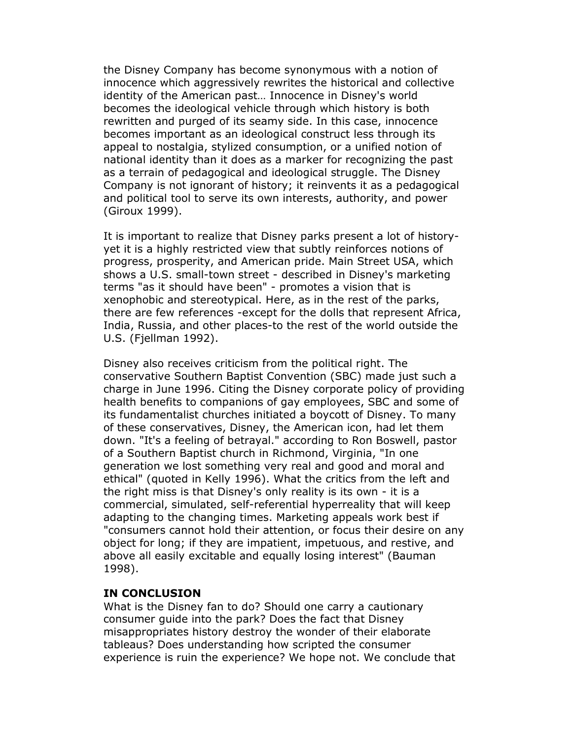the Disney Company has become synonymous with a notion of innocence which aggressively rewrites the historical and collective identity of the American past… Innocence in Disney's world becomes the ideological vehicle through which history is both rewritten and purged of its seamy side. In this case, innocence becomes important as an ideological construct less through its appeal to nostalgia, stylized consumption, or a unified notion of national identity than it does as a marker for recognizing the past as a terrain of pedagogical and ideological struggle. The Disney Company is not ignorant of history; it reinvents it as a pedagogical and political tool to serve its own interests, authority, and power (Giroux 1999).

It is important to realize that Disney parks present a lot of history- yet it is a highly restricted view that subtly reinforces notions of progress, prosperity, and American pride. Main Street USA, which shows a U.S. small-town street - described in Disney's marketing terms "as it should have been" - promotes a vision that is xenophobic and stereotypical. Here, as in the rest of the parks, there are few references -except for the dolls that represent Africa, India, Russia, and other places-to the rest of the world outside the U.S. (Fjellman 1992).

Disney also receives criticism from the political right. The conservative Southern Baptist Convention (SBC) made just such a charge in June 1996. Citing the Disney corporate policy of providing health benefits to companions of gay employees, SBC and some of its fundamentalist churches initiated a boycott of Disney. To many of these conservatives, Disney, the American icon, had let them down. "It's a feeling of betrayal." according to Ron Boswell, pastor of a Southern Baptist church in Richmond, Virginia, "In one generation we lost something very real and good and moral and ethical" (quoted in Kelly 1996). What the critics from the left and the right miss is that Disney's only reality is its own - it is a commercial, simulated, self-referential hyperreality that will keep adapting to the changing times. Marketing appeals work best if "consumers cannot hold their attention, or focus their desire on any object for long; if they are impatient, impetuous, and restive, and above all easily excitable and equally losing interest" (Bauman 1998).

## IN CONCLUSION

What is the Disney fan to do? Should one carry a cautionary consumer guide into the park? Does the fact that Disney misappropriates history destroy the wonder of their elaborate tableaus? Does understanding how scripted the consumer experience is ruin the experience? We hope not. We conclude that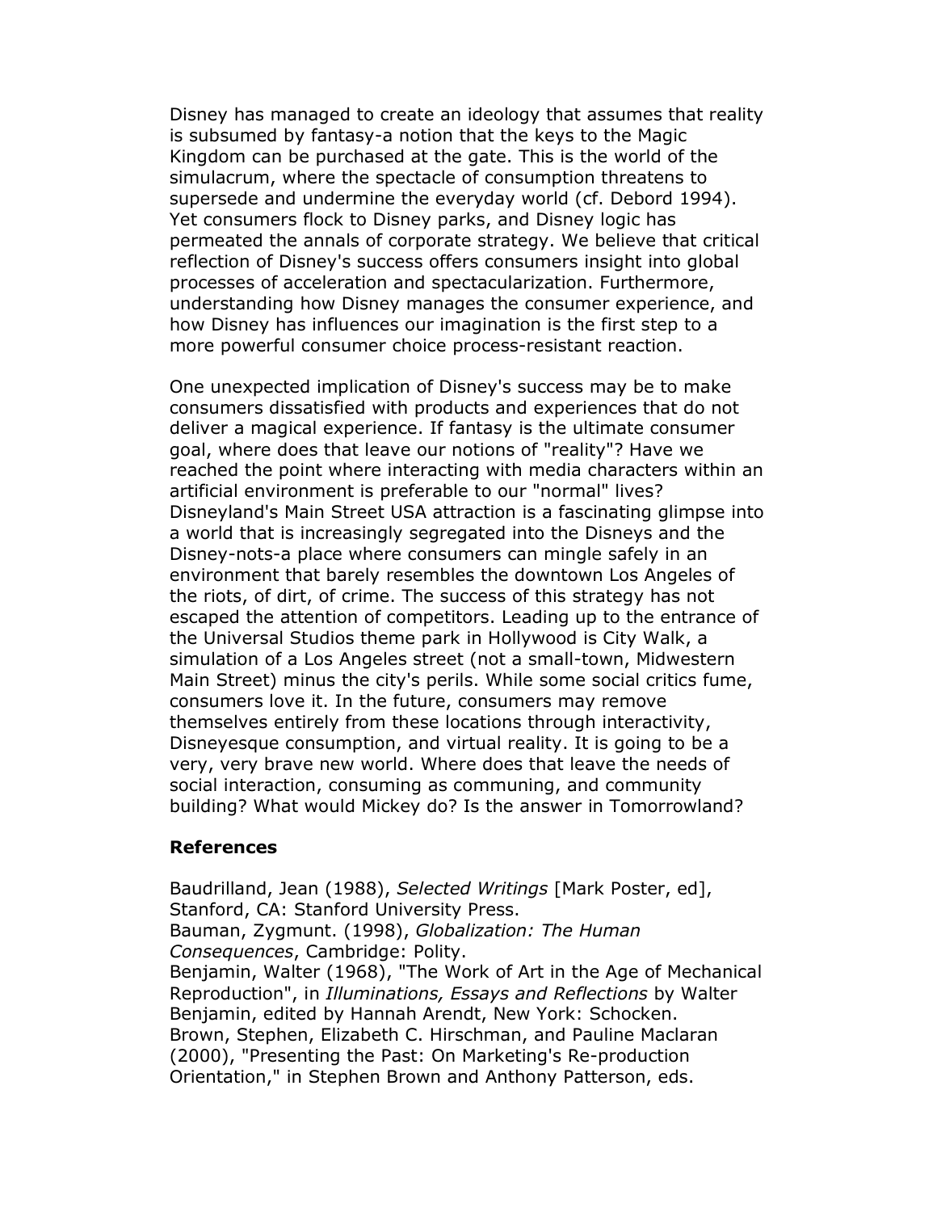Disney has managed to create an ideology that assumes that reality is subsumed by fantasy-a notion that the keys to the Magic Kingdom can be purchased at the gate. This is the world of the simulacrum, where the spectacle of consumption threatens to supersede and undermine the everyday world (cf. Debord 1994). Yet consumers flock to Disney parks, and Disney logic has permeated the annals of corporate strategy. We believe that critical reflection of Disney's success offers consumers insight into global processes of acceleration and spectacularization. Furthermore, understanding how Disney manages the consumer experience, and how Disney has influences our imagination is the first step to a more powerful consumer choice process-resistant reaction.

One unexpected implication of Disney's success may be to make consumers dissatisfied with products and experiences that do not deliver a magical experience. If fantasy is the ultimate consumer goal, where does that leave our notions of "reality"? Have we reached the point where interacting with media characters within an artificial environment is preferable to our "normal" lives? Disneyland's Main Street USA attraction is a fascinating glimpse into a world that is increasingly segregated into the Disneys and the Disney-nots-a place where consumers can mingle safely in an environment that barely resembles the downtown Los Angeles of the riots, of dirt, of crime. The success of this strategy has not escaped the attention of competitors. Leading up to the entrance of the Universal Studios theme park in Hollywood is City Walk, a simulation of a Los Angeles street (not a small-town, Midwestern Main Street) minus the city's perils. While some social critics fume, consumers love it. In the future, consumers may remove themselves entirely from these locations through interactivity, Disneyesque consumption, and virtual reality. It is going to be a very, very brave new world. Where does that leave the needs of social interaction, consuming as communing, and community building? What would Mickey do? Is the answer in Tomorrowland?

**References**

Baudrillard, Jean (1988), *Selected Writings* [Mark Poster, ed], Stanford, CA: Stanford University Press.
Bauman, Zygmunt. (1998), *Globalization: The Human Consequences*, Cambridge: Polity.
Benjamin, Walter (1968), "The Work of Art in the Age of Mechanical Reproduction", in *Illuminations, Essays and Reflections* by Walter Benjamin, edited by Hannah Arendt, New York: Schocken.
Brown, Stephen, Elizabeth C. Hirschman, and Pauline Maclaran (2000), "Presenting the Past: On Marketing's Re-production Orientation," in Stephen Brown and Anthony Patterson, eds.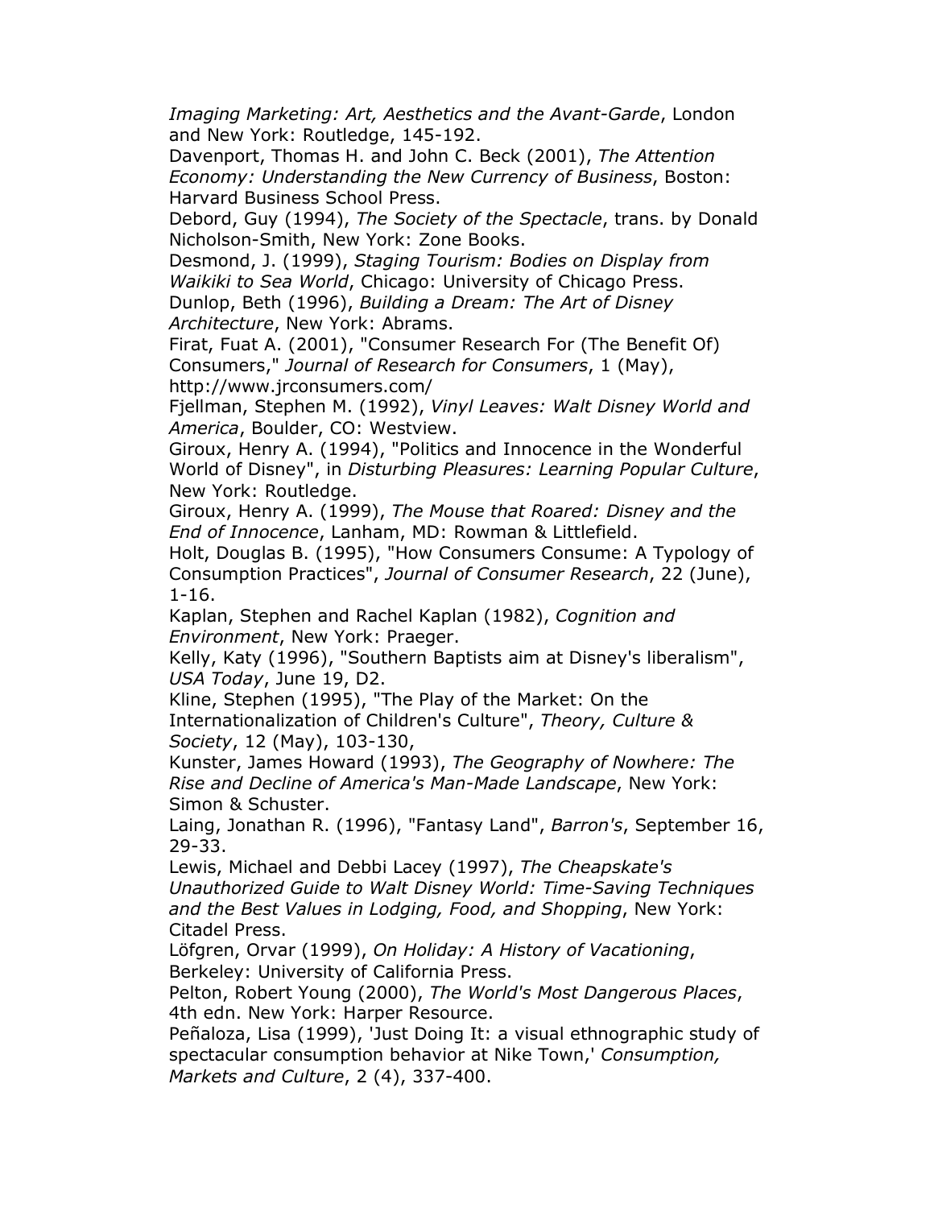*Imaging Marketing: Art, Aesthetics and the Avant-Garde*, London and New York: Routledge, 145-192.

Davenport, Thomas H. and John C. Beck (2001), *The Attention Economy: Understanding the New Currency of Business*, Boston: Harvard Business School Press.

Debord, Guy (1994), *The Society of the Spectacle*, trans. by Donald Nicholson-Smith, New York: Zone Books.

Desmond, J. (1999), *Staging Tourism: Bodies on Display from Waikiki to Sea World*, Chicago: University of Chicago Press.

Dunlop, Beth (1996), *Building a Dream: The Art of Disney Architecture*, New York: Abrams.

Firat, Fuat A. (2001), "Consumer Research For (The Benefit Of) Consumers," *Journal of Research for Consumers*, 1 (May), http://www.jrconsumers.com/

Fjellman, Stephen M. (1992), *Vinyl Leaves: Walt Disney World and America*, Boulder, CO: Westview.

Giroux, Henry A. (1994), "Politics and Innocence in the Wonderful World of Disney", in *Disturbing Pleasures: Learning Popular Culture*, New York: Routledge.

Giroux, Henry A. (1999), *The Mouse that Roared: Disney and the End of Innocence*, Lanham, MD: Rowman & Littlefield.

Holt, Douglas B. (1995), "How Consumers Consume: A Typology of Consumption Practices", *Journal of Consumer Research*, 22 (June), 1-16.

Kaplan, Stephen and Rachel Kaplan (1982), *Cognition and Environment*, New York: Praeger.

Kelly, Katy (1996), "Southern Baptists aim at Disney's liberalism", *USA Today*, June 19, D2.

Kline, Stephen (1995), "The Play of the Market: On the Internationalization of Children's Culture", *Theory, Culture & Society*, 12 (May), 103-130,

Kunster, James Howard (1993), *The Geography of Nowhere: The Rise and Decline of America's Man-Made Landscape*, New York: Simon & Schuster.

Laing, Jonathan R. (1996), "Fantasy Land", *Barron's*, September 16, 29-33.

Lewis, Michael and Debbi Lacey (1997), *The Cheapskate's Unauthorized Guide to Walt Disney World: Time-Saving Techniques and the Best Values in Lodging, Food, and Shopping*, New York: Citadel Press.

Löfgren, Orvar (1999), *On Holiday: A History of Vacationing*, Berkeley: University of California Press.

Pelton, Robert Young (2000), *The World's Most Dangerous Places*, 4th edn. New York: Harper Resource.

Peñaloza, Lisa (1999), 'Just Doing It: a visual ethnographic study of spectacular consumption behavior at Nike Town,' *Consumption, Markets and Culture*, 2 (4), 337-400.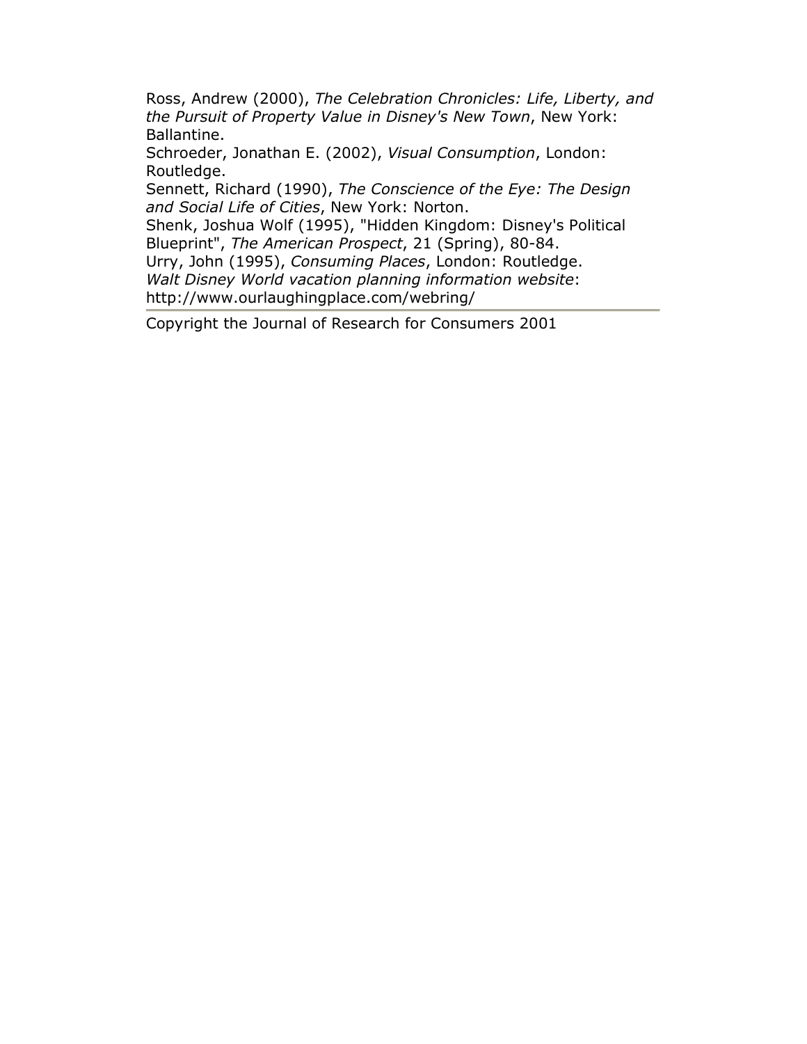Ross, Andrew (2000), *The Celebration Chronicles: Life, Liberty, and the Pursuit of Property Value in Disney's New Town*, New York: Ballantine.

Schroeder, Jonathan E. (2002), *Visual Consumption*, London: Routledge.

Sennett, Richard (1990), *The Conscience of the Eye: The Design and Social Life of Cities*, New York: Norton.

Shenk, Joshua Wolf (1995), "Hidden Kingdom: Disney's Political Blueprint", *The American Prospect*, 21 (Spring), 80-84.

Urry, John (1995), *Consuming Places*, London: Routledge.

*Walt Disney World vacation planning information website*: http://www.ourlaughingplace.com/webring/

---

Copyright the Journal of Research for Consumers 2001